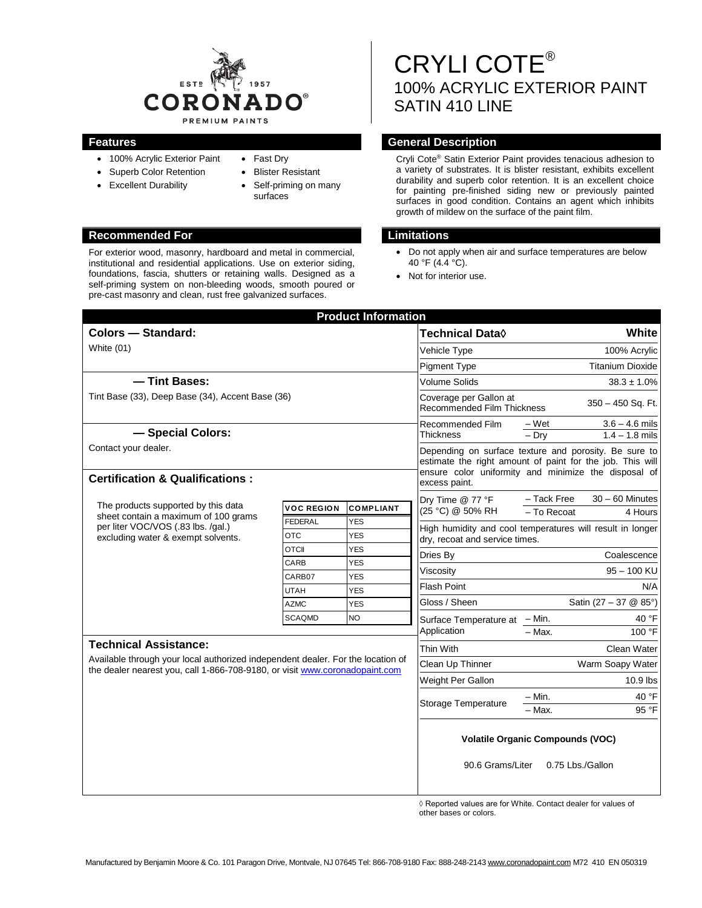ESTD 1957
CORONADO®
PREMIUM PAINTS

# CRYLI COTE®
## 100% ACRYLIC EXTERIOR PAINT
## SATIN 410 LINE

### Features

- 100% Acrylic Exterior Paint
- Superb Color Retention
- Excellent Durability
- Fast Dry
- Blister Resistant
- Self-priming on many surfaces

### General Description

Cryli Cote® Satin Exterior Paint provides tenacious adhesion to a variety of substrates. It is blister resistant, exhibits excellent durability and superb color retention. It is an excellent choice for painting pre-finished siding new or previously painted surfaces in good condition. Contains an agent which inhibits growth of mildew on the surface of the paint film.

### Recommended For

For exterior wood, masonry, hardboard and metal in commercial, institutional and residential applications. Use on exterior siding, foundations, fascia, shutters or retaining walls. Designed as a self-priming system on non-bleeding woods, smooth poured or pre-cast masonry and clean, rust free galvanized surfaces.

### Limitations

- Do not apply when air and surface temperatures are below 40 °F (4.4 °C).
- Not for interior use.

## Product Information

### Colors — Standard:

White (01)

### — Tint Bases:

Tint Base (33), Deep Base (34), Accent Base (36)

### — Special Colors:

Contact your dealer.

### Certification & Qualifications :

The products supported by this data sheet contain a maximum of 100 grams per liter VOC/VOS (.83 lbs. /gal.) excluding water & exempt solvents.

| VOC REGION | COMPLIANT |
|---|---|
| FEDERAL | YES |
| OTC | YES |
| OTCII | YES |
| CARB | YES |
| CARB07 | YES |
| UTAH | YES |
| AZMC | YES |
| SCAQMD | NO |

### Technical Assistance:

Available through your local authorized independent dealer. For the location of the dealer nearest you, call 1-866-708-9180, or visit www.coronadopaint.com

| Technical Data◊ | | White |
|---|---|---|
| Vehicle Type | | 100% Acrylic |
| Pigment Type | | Titanium Dioxide |
| Volume Solids | | 38.3 ± 1.0% |
| Coverage per Gallon at Recommended Film Thickness | | 350 – 450 Sq. Ft. |
| Recommended Film Thickness | – Wet | 3.6 – 4.6 mils |
| | – Dry | 1.4 – 1.8 mils |
| Depending on surface texture and porosity. Be sure to estimate the right amount of paint for the job. This will ensure color uniformity and minimize the disposal of excess paint. | | |
| Dry Time @ 77 °F (25 °C) @ 50% RH | – Tack Free | 30 – 60 Minutes |
| | – To Recoat | 4 Hours |
| High humidity and cool temperatures will result in longer dry, recoat and service times. | | |
| Dries By | | Coalescence |
| Viscosity | | 95 – 100 KU |
| Flash Point | | N/A |
| Gloss / Sheen | | Satin (27 – 37 @ 85°) |
| Surface Temperature at Application | – Min. | 40 °F |
| | – Max. | 100 °F |
| Thin With | | Clean Water |
| Clean Up Thinner | | Warm Soapy Water |
| Weight Per Gallon | | 10.9 lbs |
| Storage Temperature | – Min. | 40 °F |
| | – Max. | 95 °F |

**Volatile Organic Compounds (VOC)**

90.6 Grams/Liter 0.75 Lbs./Gallon

◊ Reported values are for White. Contact dealer for values of other bases or colors.

Manufactured by Benjamin Moore & Co. 101 Paragon Drive, Montvale, NJ 07645 Tel: 866-708-9180 Fax: 888-248-2143 www.coronadopaint.com M72 410 EN 050319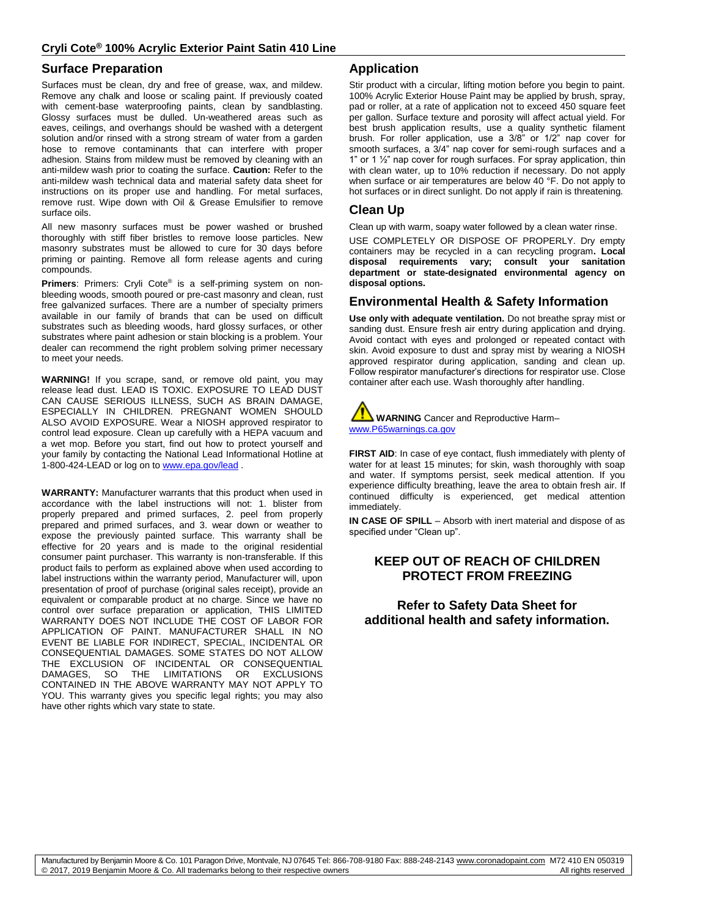# Cryli Cote® 100% Acrylic Exterior Paint Satin 410 Line

## Surface Preparation

Surfaces must be clean, dry and free of grease, wax, and mildew. Remove any chalk and loose or scaling paint. If previously coated with cement-base waterproofing paints, clean by sandblasting. Glossy surfaces must be dulled. Un-weathered areas such as eaves, ceilings, and overhangs should be washed with a detergent solution and/or rinsed with a strong stream of water from a garden hose to remove contaminants that can interfere with proper adhesion. Stains from mildew must be removed by cleaning with an anti-mildew wash prior to coating the surface. **Caution:** Refer to the anti-mildew wash technical data and material safety data sheet for instructions on its proper use and handling. For metal surfaces, remove rust. Wipe down with Oil & Grease Emulsifier to remove surface oils.

All new masonry surfaces must be power washed or brushed thoroughly with stiff fiber bristles to remove loose particles. New masonry substrates must be allowed to cure for 30 days before priming or painting. Remove all form release agents and curing compounds.

**Primers**: Primers: Cryli Cote® is a self-priming system on non-bleeding woods, smooth poured or pre-cast masonry and clean, rust free galvanized surfaces. There are a number of specialty primers available in our family of brands that can be used on difficult substrates such as bleeding woods, hard glossy surfaces, or other substrates where paint adhesion or stain blocking is a problem. Your dealer can recommend the right problem solving primer necessary to meet your needs.

**WARNING!** If you scrape, sand, or remove old paint, you may release lead dust. LEAD IS TOXIC. EXPOSURE TO LEAD DUST CAN CAUSE SERIOUS ILLNESS, SUCH AS BRAIN DAMAGE, ESPECIALLY IN CHILDREN. PREGNANT WOMEN SHOULD ALSO AVOID EXPOSURE. Wear a NIOSH approved respirator to control lead exposure. Clean up carefully with a HEPA vacuum and a wet mop. Before you start, find out how to protect yourself and your family by contacting the National Lead Informational Hotline at 1-800-424-LEAD or log on to www.epa.gov/lead .

**WARRANTY:** Manufacturer warrants that this product when used in accordance with the label instructions will not: 1. blister from properly prepared and primed surfaces, 2. peel from properly prepared and primed surfaces, and 3. wear down or weather to expose the previously painted surface. This warranty shall be effective for 20 years and is made to the original residential consumer paint purchaser. This warranty is non-transferable. If this product fails to perform as explained above when used according to label instructions within the warranty period, Manufacturer will, upon presentation of proof of purchase (original sales receipt), provide an equivalent or comparable product at no charge. Since we have no control over surface preparation or application, THIS LIMITED WARRANTY DOES NOT INCLUDE THE COST OF LABOR FOR APPLICATION OF PAINT. MANUFACTURER SHALL IN NO EVENT BE LIABLE FOR INDIRECT, SPECIAL, INCIDENTAL OR CONSEQUENTIAL DAMAGES. SOME STATES DO NOT ALLOW THE EXCLUSION OF INCIDENTAL OR CONSEQUENTIAL DAMAGES, SO THE LIMITATIONS OR EXCLUSIONS CONTAINED IN THE ABOVE WARRANTY MAY NOT APPLY TO YOU. This warranty gives you specific legal rights; you may also have other rights which vary state to state.

## Application

Stir product with a circular, lifting motion before you begin to paint. 100% Acrylic Exterior House Paint may be applied by brush, spray, pad or roller, at a rate of application not to exceed 450 square feet per gallon. Surface texture and porosity will affect actual yield. For best brush application results, use a quality synthetic filament brush. For roller application, use a 3/8" or 1/2" nap cover for smooth surfaces, a 3/4" nap cover for semi-rough surfaces and a 1" or 1 ½" nap cover for rough surfaces. For spray application, thin with clean water, up to 10% reduction if necessary. Do not apply when surface or air temperatures are below 40 °F. Do not apply to hot surfaces or in direct sunlight. Do not apply if rain is threatening.

## Clean Up

Clean up with warm, soapy water followed by a clean water rinse.

USE COMPLETELY OR DISPOSE OF PROPERLY. Dry empty containers may be recycled in a can recycling program**. Local disposal requirements vary; consult your sanitation department or state-designated environmental agency on disposal options.**

## Environmental Health & Safety Information

**Use only with adequate ventilation.** Do not breathe spray mist or sanding dust. Ensure fresh air entry during application and drying. Avoid contact with eyes and prolonged or repeated contact with skin. Avoid exposure to dust and spray mist by wearing a NIOSH approved respirator during application, sanding and clean up. Follow respirator manufacturer's directions for respirator use. Close container after each use. Wash thoroughly after handling.

**WARNING** Cancer and Reproductive Harm– www.P65warnings.ca.gov

**FIRST AID**: In case of eye contact, flush immediately with plenty of water for at least 15 minutes; for skin, wash thoroughly with soap and water. If symptoms persist, seek medical attention. If you experience difficulty breathing, leave the area to obtain fresh air. If continued difficulty is experienced, get medical attention immediately.

**IN CASE OF SPILL** – Absorb with inert material and dispose of as specified under "Clean up".

**KEEP OUT OF REACH OF CHILDREN**
**PROTECT FROM FREEZING**

**Refer to Safety Data Sheet for additional health and safety information.**

Manufactured by Benjamin Moore & Co. 101 Paragon Drive, Montvale, NJ 07645 Tel: 866-708-9180 Fax: 888-248-2143 www.coronadopaint.com M72 410 EN 050319
© 2017, 2019 Benjamin Moore & Co. All trademarks belong to their respective owners All rights reserved